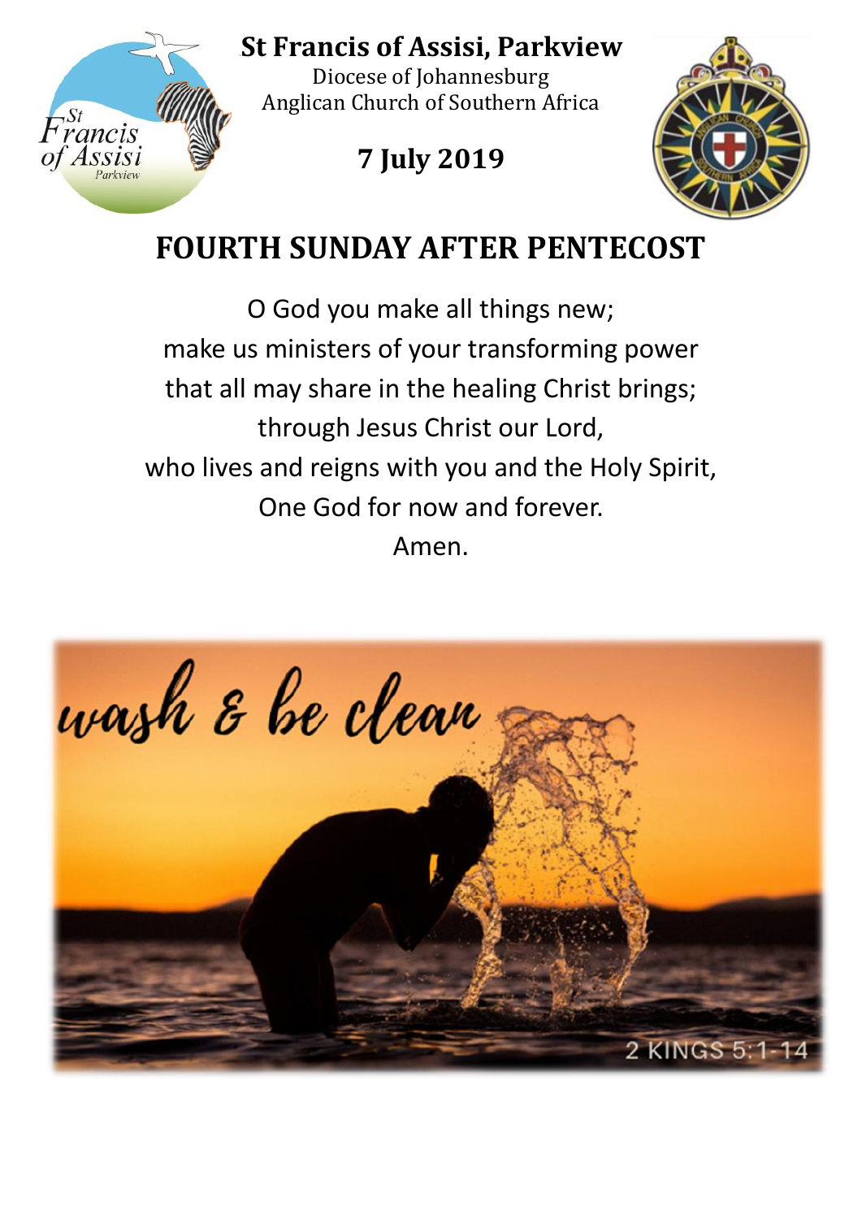# St Francis of Assisi, Parkview

Diocese of Johannesburg
Anglican Church of Southern Africa

**7 July 2019**

## FOURTH SUNDAY AFTER PENTECOST

O God you make all things new;
make us ministers of your transforming power
that all may share in the healing Christ brings;
through Jesus Christ our Lord,
who lives and reigns with you and the Holy Spirit,
One God for now and forever.
Amen.

wash & be clean

2 KINGS 5:1-14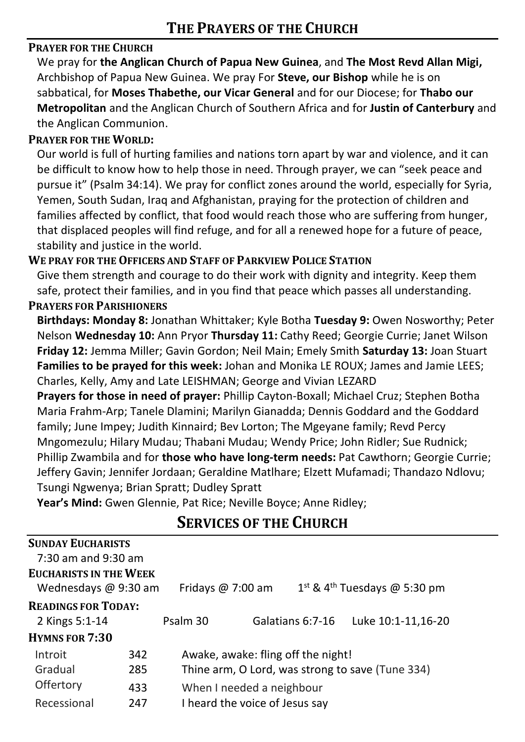# The Prayers of the Church

**Prayer for the Church**

We pray for **the Anglican Church of Papua New Guinea**, and **The Most Revd Allan Migi,** Archbishop of Papua New Guinea. We pray For **Steve, our Bishop** while he is on sabbatical, for **Moses Thabethe, our Vicar General** and for our Diocese; for **Thabo our Metropolitan** and the Anglican Church of Southern Africa and for **Justin of Canterbury** and the Anglican Communion.

**Prayer for the World:**

Our world is full of hurting families and nations torn apart by war and violence, and it can be difficult to know how to help those in need. Through prayer, we can "seek peace and pursue it" (Psalm 34:14). We pray for conflict zones around the world, especially for Syria, Yemen, South Sudan, Iraq and Afghanistan, praying for the protection of children and families affected by conflict, that food would reach those who are suffering from hunger, that displaced peoples will find refuge, and for all a renewed hope for a future of peace, stability and justice in the world.

**We pray for the Officers and Staff of Parkview Police Station**

Give them strength and courage to do their work with dignity and integrity. Keep them safe, protect their families, and in you find that peace which passes all understanding.

**Prayers for Parishioners**

**Birthdays: Monday 8:** Jonathan Whittaker; Kyle Botha **Tuesday 9:** Owen Nosworthy; Peter Nelson **Wednesday 10:** Ann Pryor **Thursday 11:** Cathy Reed; Georgie Currie; Janet Wilson **Friday 12:** Jemma Miller; Gavin Gordon; Neil Main; Emely Smith **Saturday 13:** Joan Stuart

**Families to be prayed for this week:** Johan and Monika LE ROUX; James and Jamie LEES; Charles, Kelly, Amy and Late LEISHMAN; George and Vivian LEZARD

**Prayers for those in need of prayer:** Phillip Cayton-Boxall; Michael Cruz; Stephen Botha Maria Frahm-Arp; Tanele Dlamini; Marilyn Gianadda; Dennis Goddard and the Goddard family; June Impey; Judith Kinnaird; Bev Lorton; The Mgeyane family; Revd Percy Mngomezulu; Hilary Mudau; Thabani Mudau; Wendy Price; John Ridler; Sue Rudnick; Phillip Zwambila and for **those who have long-term needs:** Pat Cawthorn; Georgie Currie; Jeffery Gavin; Jennifer Jordaan; Geraldine Matlhare; Elzett Mufamadi; Thandazo Ndlovu; Tsungi Ngwenya; Brian Spratt; Dudley Spratt

**Year's Mind:** Gwen Glennie, Pat Rice; Neville Boyce; Anne Ridley;

# Services of the Church

**Sunday Eucharists**

7:30 am and 9:30 am

**Eucharists in the Week**

Wednesdays @ 9:30 am — Fridays @ 7:00 am — 1st & 4th Tuesdays @ 5:30 pm

**Readings for Today:**

2 Kings 5:1-14 — Psalm 30 — Galatians 6:7-16 — Luke 10:1-11,16-20

**Hymns for 7:30**

| | | |
|---|---|---|
| Introit | 342 | Awake, awake: fling off the night! |
| Gradual | 285 | Thine arm, O Lord, was strong to save (Tune 334) |
| Offertory | 433 | When I needed a neighbour |
| Recessional | 247 | I heard the voice of Jesus say |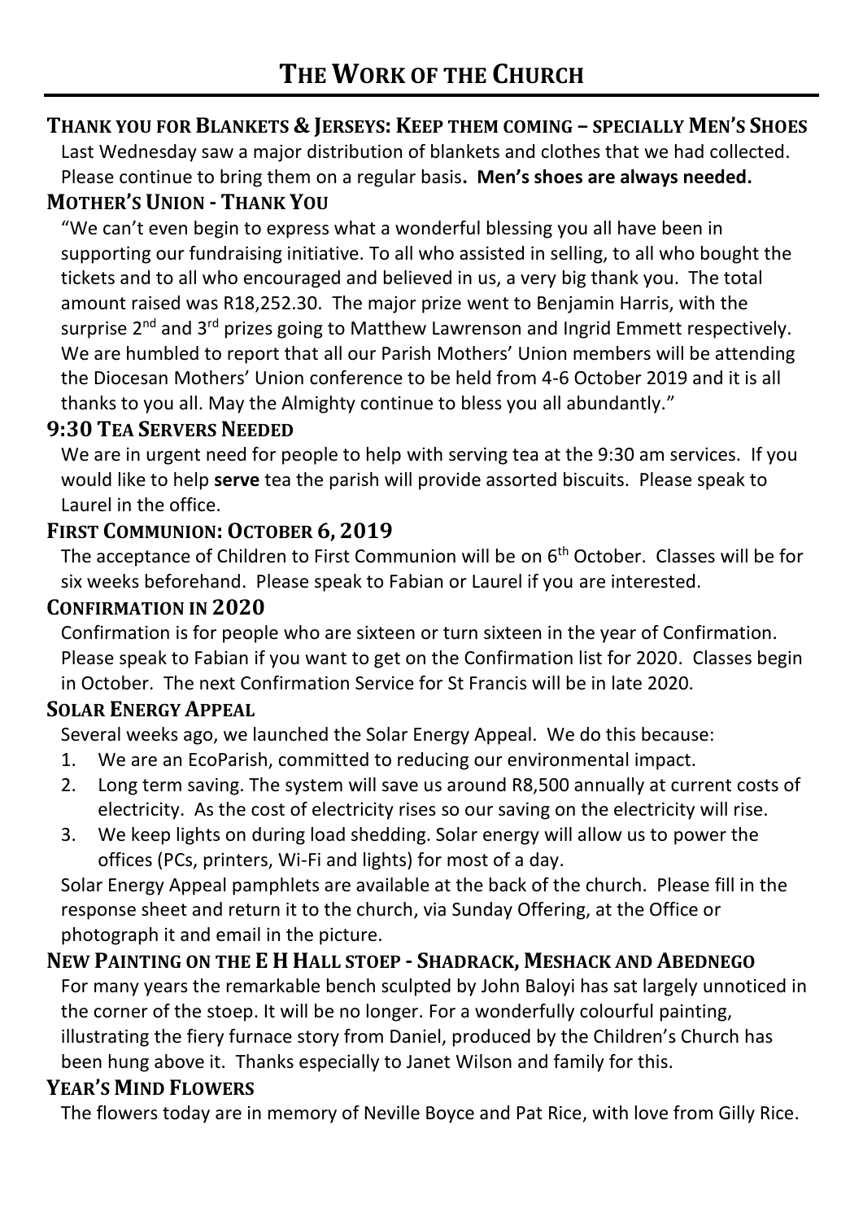# THE WORK OF THE CHURCH

### THANK YOU FOR BLANKETS & JERSEYS: KEEP THEM COMING – SPECIALLY MEN'S SHOES

Last Wednesday saw a major distribution of blankets and clothes that we had collected. Please continue to bring them on a regular basis**. Men's shoes are always needed.**

### MOTHER'S UNION - THANK YOU

"We can't even begin to express what a wonderful blessing you all have been in supporting our fundraising initiative. To all who assisted in selling, to all who bought the tickets and to all who encouraged and believed in us, a very big thank you. The total amount raised was R18,252.30. The major prize went to Benjamin Harris, with the surprise 2nd and 3rd prizes going to Matthew Lawrenson and Ingrid Emmett respectively. We are humbled to report that all our Parish Mothers' Union members will be attending the Diocesan Mothers' Union conference to be held from 4-6 October 2019 and it is all thanks to you all. May the Almighty continue to bless you all abundantly."

### 9:30 TEA SERVERS NEEDED

We are in urgent need for people to help with serving tea at the 9:30 am services. If you would like to help **serve** tea the parish will provide assorted biscuits. Please speak to Laurel in the office.

### FIRST COMMUNION: OCTOBER 6, 2019

The acceptance of Children to First Communion will be on 6th October. Classes will be for six weeks beforehand. Please speak to Fabian or Laurel if you are interested.

### CONFIRMATION IN 2020

Confirmation is for people who are sixteen or turn sixteen in the year of Confirmation. Please speak to Fabian if you want to get on the Confirmation list for 2020. Classes begin in October. The next Confirmation Service for St Francis will be in late 2020.

### SOLAR ENERGY APPEAL

Several weeks ago, we launched the Solar Energy Appeal. We do this because:

1. We are an EcoParish, committed to reducing our environmental impact.
2. Long term saving. The system will save us around R8,500 annually at current costs of electricity. As the cost of electricity rises so our saving on the electricity will rise.
3. We keep lights on during load shedding. Solar energy will allow us to power the offices (PCs, printers, Wi-Fi and lights) for most of a day.

Solar Energy Appeal pamphlets are available at the back of the church. Please fill in the response sheet and return it to the church, via Sunday Offering, at the Office or photograph it and email in the picture.

### NEW PAINTING ON THE E H HALL STOEP - SHADRACK, MESHACK AND ABEDNEGO

For many years the remarkable bench sculpted by John Baloyi has sat largely unnoticed in the corner of the stoep. It will be no longer. For a wonderfully colourful painting, illustrating the fiery furnace story from Daniel, produced by the Children's Church has been hung above it. Thanks especially to Janet Wilson and family for this.

### YEAR'S MIND FLOWERS

The flowers today are in memory of Neville Boyce and Pat Rice, with love from Gilly Rice.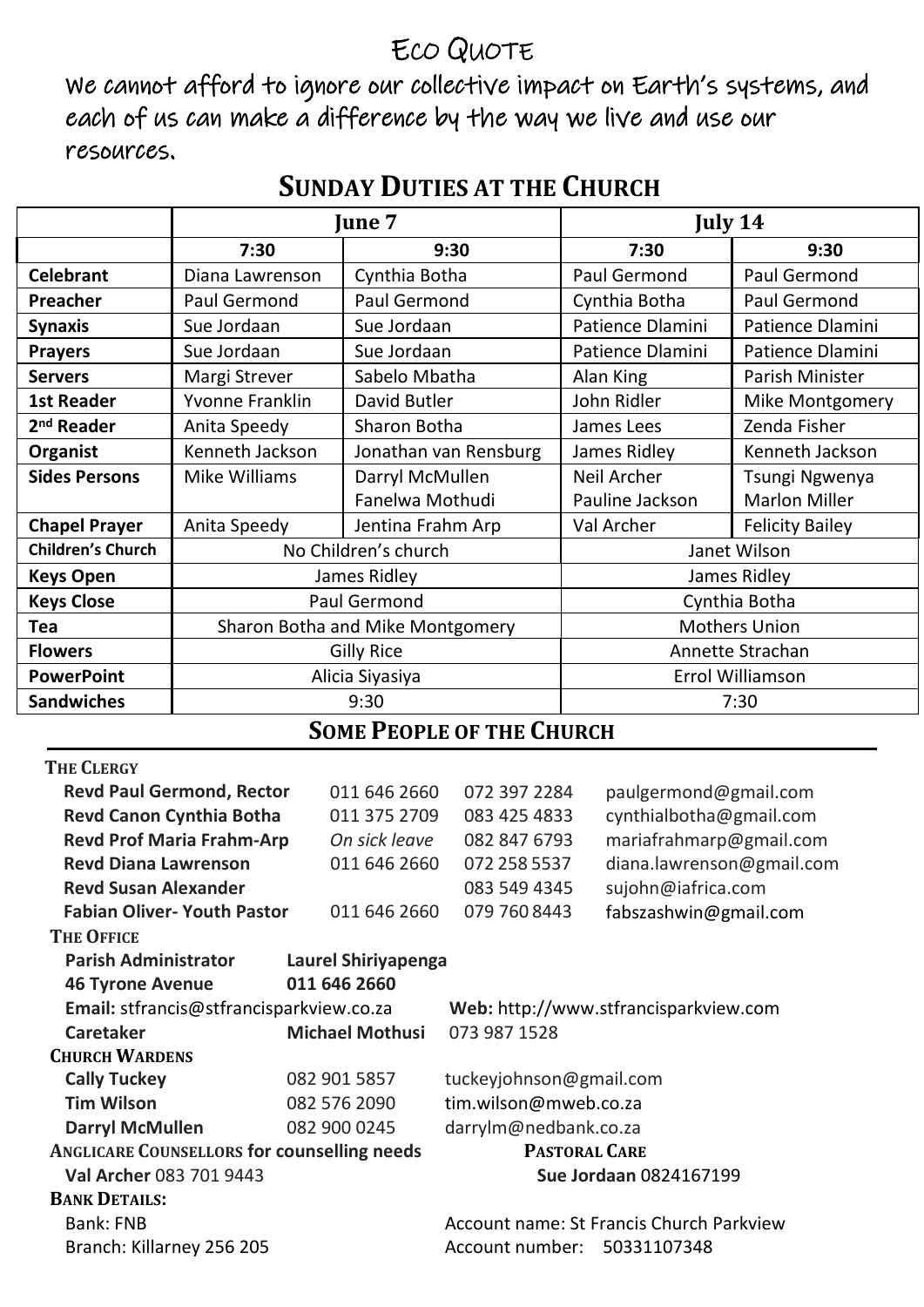## Eco Quote

We cannot afford to ignore our collective impact on Earth's systems, and each of us can make a difference by the way we live and use our resources.

## Sunday Duties at the Church

| | June 7 | | July 14 | |
|---|---|---|---|---|
| | 7:30 | 9:30 | 7:30 | 9:30 |
| **Celebrant** | Diana Lawrenson | Cynthia Botha | Paul Germond | Paul Germond |
| **Preacher** | Paul Germond | Paul Germond | Cynthia Botha | Paul Germond |
| **Synaxis** | Sue Jordaan | Sue Jordaan | Patience Dlamini | Patience Dlamini |
| **Prayers** | Sue Jordaan | Sue Jordaan | Patience Dlamini | Patience Dlamini |
| **Servers** | Margi Strever | Sabelo Mbatha | Alan King | Parish Minister |
| **1st Reader** | Yvonne Franklin | David Butler | John Ridler | Mike Montgomery |
| **2nd Reader** | Anita Speedy | Sharon Botha | James Lees | Zenda Fisher |
| **Organist** | Kenneth Jackson | Jonathan van Rensburg | James Ridley | Kenneth Jackson |
| **Sides Persons** | Mike Williams | Darryl McMullen<br>Fanelwa Mothudi | Neil Archer<br>Pauline Jackson | Tsungi Ngwenya<br>Marlon Miller |
| **Chapel Prayer** | Anita Speedy | Jentina Frahm Arp | Val Archer | Felicity Bailey |
| **Children's Church** | No Children's church | | Janet Wilson | |
| **Keys Open** | James Ridley | | James Ridley | |
| **Keys Close** | Paul Germond | | Cynthia Botha | |
| **Tea** | Sharon Botha and Mike Montgomery | | Mothers Union | |
| **Flowers** | Gilly Rice | | Annette Strachan | |
| **PowerPoint** | Alicia Siyasiya | | Errol Williamson | |
| **Sandwiches** | 9:30 | | 7:30 | |

## Some People of the Church

**The Clergy**

| | | | |
|---|---|---|---|
| **Revd Paul Germond, Rector** | 011 646 2660 | 072 397 2284 | paulgermond@gmail.com |
| **Revd Canon Cynthia Botha** | 011 375 2709 | 083 425 4833 | cynthialbotha@gmail.com |
| **Revd Prof Maria Frahm-Arp** | *On sick leave* | 082 847 6793 | mariafrahmarp@gmail.com |
| **Revd Diana Lawrenson** | 011 646 2660 | 072 258 5537 | diana.lawrenson@gmail.com |
| **Revd Susan Alexander** | | 083 549 4345 | sujohn@iafrica.com |
| **Fabian Oliver- Youth Pastor** | 011 646 2660 | 079 760 8443 | fabszashwin@gmail.com |

**The Office**

**Parish Administrator** **Laurel Shiriyapenga**
**46 Tyrone Avenue** **011 646 2660**
**Email:** stfrancis@stfrancisparkview.co.za **Web:** http://www.stfrancisparkview.com
**Caretaker** **Michael Mothusi** 073 987 1528

**Church Wardens**

| | | |
|---|---|---|
| **Cally Tuckey** | 082 901 5857 | tuckeyjohnson@gmail.com |
| **Tim Wilson** | 082 576 2090 | tim.wilson@mweb.co.za |
| **Darryl McMullen** | 082 900 0245 | darrylm@nedbank.co.za |

**Anglicare Counsellors for counselling needs**
**Val Archer** 083 701 9443

**Pastoral Care**
**Sue Jordaan** 0824167199

**Bank Details:**
Bank: FNB
Branch: Killarney 256 205
Account name: St Francis Church Parkview
Account number: 50331107348